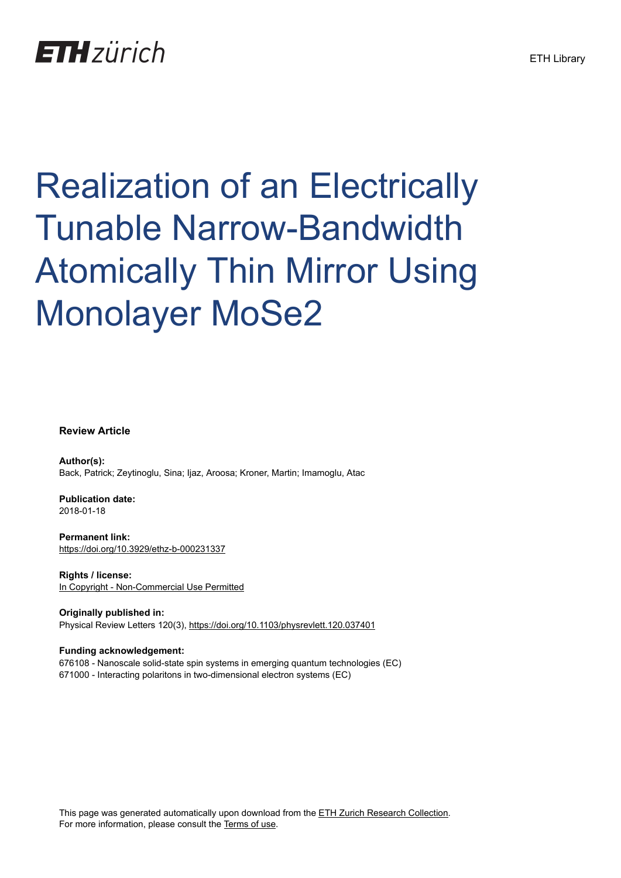ETH zürich

ETH Library

# Realization of an Electrically Tunable Narrow-Bandwidth Atomically Thin Mirror Using Monolayer MoSe2

**Review Article**

**Author(s):**
Back, Patrick; Zeytinoglu, Sina; Ijaz, Aroosa; Kroner, Martin; Imamoglu, Atac

**Publication date:**
2018-01-18

**Permanent link:**
https://doi.org/10.3929/ethz-b-000231337

**Rights / license:**
In Copyright - Non-Commercial Use Permitted

**Originally published in:**
Physical Review Letters 120(3), https://doi.org/10.1103/physrevlett.120.037401

**Funding acknowledgement:**
676108 - Nanoscale solid-state spin systems in emerging quantum technologies (EC)
671000 - Interacting polaritons in two-dimensional electron systems (EC)

This page was generated automatically upon download from the ETH Zurich Research Collection.
For more information, please consult the Terms of use.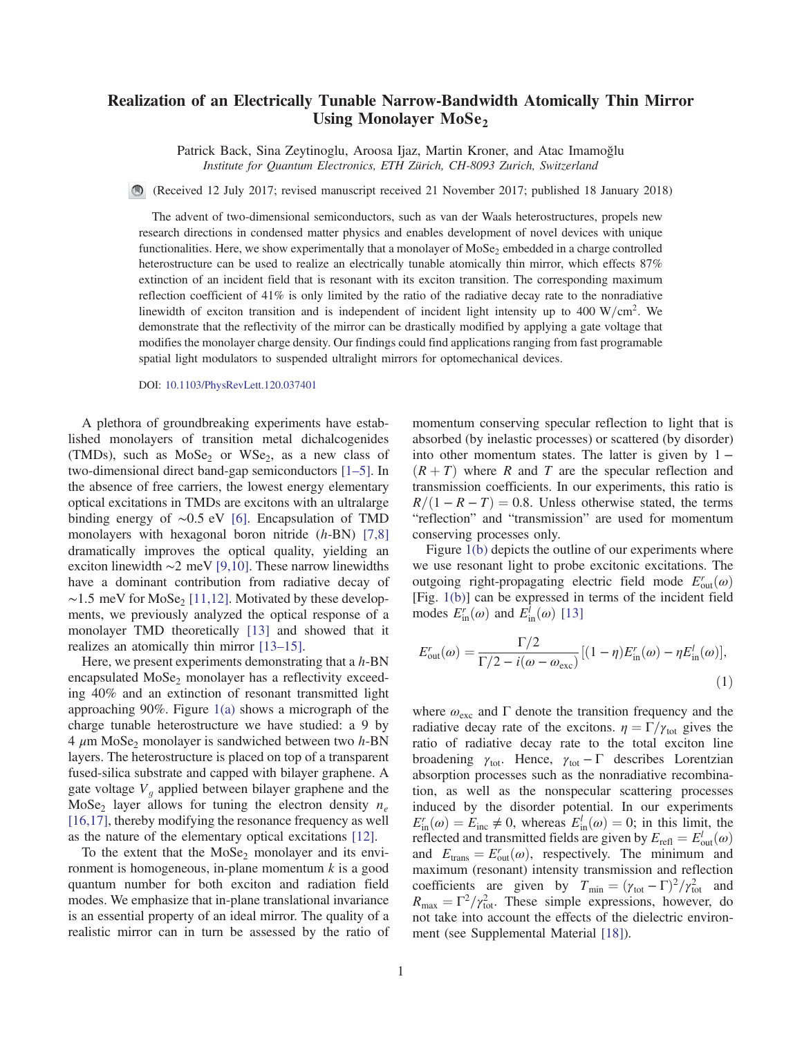# Realization of an Electrically Tunable Narrow-Bandwidth Atomically Thin Mirror Using Monolayer $MoSe_2$

Patrick Back, Sina Zeytinoglu, Aroosa Ijaz, Martin Kroner, and Atac Imamoğlu

*Institute for Quantum Electronics, ETH Zürich, CH-8093 Zurich, Switzerland*

(Received 12 July 2017; revised manuscript received 21 November 2017; published 18 January 2018)

The advent of two-dimensional semiconductors, such as van der Waals heterostructures, propels new research directions in condensed matter physics and enables development of novel devices with unique functionalities. Here, we show experimentally that a monolayer of $MoSe_2$ embedded in a charge controlled heterostructure can be used to realize an electrically tunable atomically thin mirror, which effects 87% extinction of an incident field that is resonant with its exciton transition. The corresponding maximum reflection coefficient of 41% is only limited by the ratio of the radiative decay rate to the nonradiative linewidth of exciton transition and is independent of incident light intensity up to 400 $\mathrm{W/cm^2}$. We demonstrate that the reflectivity of the mirror can be drastically modified by applying a gate voltage that modifies the monolayer charge density. Our findings could find applications ranging from fast programable spatial light modulators to suspended ultralight mirrors for optomechanical devices.

DOI: 10.1103/PhysRevLett.120.037401

A plethora of groundbreaking experiments have established monolayers of transition metal dichalcogenides (TMDs), such as $MoSe_2$ or $WSe_2$, as a new class of two-dimensional direct band-gap semiconductors [1–5]. In the absence of free carriers, the lowest energy elementary optical excitations in TMDs are excitons with an ultralarge binding energy of $\sim$0.5 eV [6]. Encapsulation of TMD monolayers with hexagonal boron nitride ($h$-BN) [7,8] dramatically improves the optical quality, yielding an exciton linewidth $\sim$2 meV [9,10]. These narrow linewidths have a dominant contribution from radiative decay of $\sim$1.5 meV for $MoSe_2$ [11,12]. Motivated by these developments, we previously analyzed the optical response of a monolayer TMD theoretically [13] and showed that it realizes an atomically thin mirror [13–15].

Here, we present experiments demonstrating that a $h$-BN encapsulated $MoSe_2$ monolayer has a reflectivity exceeding 40% and an extinction of resonant transmitted light approaching 90%. Figure 1(a) shows a micrograph of the charge tunable heterostructure we have studied: a 9 by 4 $\mu$m $MoSe_2$ monolayer is sandwiched between two $h$-BN layers. The heterostructure is placed on top of a transparent fused-silica substrate and capped with bilayer graphene. A gate voltage $V_g$ applied between bilayer graphene and the $MoSe_2$ layer allows for tuning the electron density $n_e$ [16,17], thereby modifying the resonance frequency as well as the nature of the elementary optical excitations [12].

To the extent that the $MoSe_2$ monolayer and its environment is homogeneous, in-plane momentum $k$ is a good quantum number for both exciton and radiation field modes. We emphasize that in-plane translational invariance is an essential property of an ideal mirror. The quality of a realistic mirror can in turn be assessed by the ratio of momentum conserving specular reflection to light that is absorbed (by inelastic processes) or scattered (by disorder) into other momentum states. The latter is given by $1-(R+T)$ where $R$ and $T$ are the specular reflection and transmission coefficients. In our experiments, this ratio is $R/(1-R-T)=0.8$. Unless otherwise stated, the terms "reflection" and "transmission" are used for momentum conserving processes only.

Figure 1(b) depicts the outline of our experiments where we use resonant light to probe excitonic excitations. The outgoing right-propagating electric field mode $E^r_{\mathrm{out}}(\omega)$ [Fig. 1(b)] can be expressed in terms of the incident field modes $E^r_{\mathrm{in}}(\omega)$ and $E^l_{\mathrm{in}}(\omega)$ [13]

$$E^r_{\mathrm{out}}(\omega)=\frac{\Gamma/2}{\Gamma/2-i(\omega-\omega_{\mathrm{exc}})}[(1-\eta)E^r_{\mathrm{in}}(\omega)-\eta E^l_{\mathrm{in}}(\omega)], \tag{1}$$

where $\omega_{\mathrm{exc}}$ and $\Gamma$ denote the transition frequency and the radiative decay rate of the excitons. $\eta=\Gamma/\gamma_{\mathrm{tot}}$ gives the ratio of radiative decay rate to the total exciton line broadening $\gamma_{\mathrm{tot}}$. Hence, $\gamma_{\mathrm{tot}}-\Gamma$ describes Lorentzian absorption processes such as the nonradiative recombination, as well as the nonspecular scattering processes induced by the disorder potential. In our experiments $E^r_{\mathrm{in}}(\omega)=E_{\mathrm{inc}}\neq 0$, whereas $E^l_{\mathrm{in}}(\omega)=0$; in this limit, the reflected and transmitted fields are given by $E_{\mathrm{refl}}=E^l_{\mathrm{out}}(\omega)$ and $E_{\mathrm{trans}}=E^r_{\mathrm{out}}(\omega)$, respectively. The minimum and maximum (resonant) intensity transmission and reflection coefficients are given by $T_{\mathrm{min}}=(\gamma_{\mathrm{tot}}-\Gamma)^2/\gamma^2_{\mathrm{tot}}$ and $R_{\mathrm{max}}=\Gamma^2/\gamma^2_{\mathrm{tot}}$. These simple expressions, however, do not take into account the effects of the dielectric environment (see Supplemental Material [18]).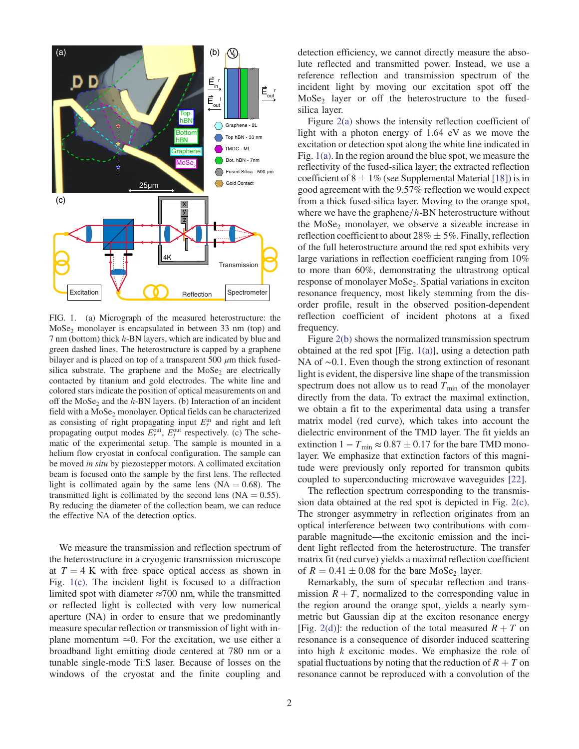FIG. 1. (a) Micrograph of the measured heterostructure: the $MoSe_2$ monolayer is encapsulated in between 33 nm (top) and 7 nm (bottom) thick *h*-BN layers, which are indicated by blue and green dashed lines. The heterostructure is capped by a graphene bilayer and is placed on top of a transparent 500 μm thick fused-silica substrate. The graphene and the $MoSe_2$ are electrically contacted by titanium and gold electrodes. The white line and colored stars indicate the position of optical measurements on and off the $MoSe_2$ and the *h*-BN layers. (b) Interaction of an incident field with a $MoSe_2$ monolayer. Optical fields can be characterized as consisting of right propagating input $E_r^{\text{in}}$ and right and left propagating output modes $E_r^{\text{out}}$, $E_l^{\text{out}}$ respectively. (c) The schematic of the experimental setup. The sample is mounted in a helium flow cryostat in confocal configuration. The sample can be moved *in situ* by piezostepper motors. A collimated excitation beam is focused onto the sample by the first lens. The reflected light is collimated again by the same lens (NA = 0.68). The transmitted light is collimated by the second lens (NA = 0.55). By reducing the diameter of the collection beam, we can reduce the effective NA of the detection optics.

We measure the transmission and reflection spectrum of the heterostructure in a cryogenic transmission microscope at $T = 4$ K with free space optical access as shown in Fig. 1(c). The incident light is focused to a diffraction limited spot with diameter ≈700 nm, while the transmitted or reflected light is collected with very low numerical aperture (NA) in order to ensure that we predominantly measure specular reflection or transmission of light with in-plane momentum ≃0. For the excitation, we use either a broadband light emitting diode centered at 780 nm or a tunable single-mode Ti:S laser. Because of losses on the windows of the cryostat and the finite coupling and detection efficiency, we cannot directly measure the absolute reflected and transmitted power. Instead, we use a reference reflection and transmission spectrum of the incident light by moving our excitation spot off the $MoSe_2$ layer or off the heterostructure to the fused-silica layer.

Figure 2(a) shows the intensity reflection coefficient of light with a photon energy of 1.64 eV as we move the excitation or detection spot along the white line indicated in Fig. 1(a). In the region around the blue spot, we measure the reflectivity of the fused-silica layer; the extracted reflection coefficient of 8 ± 1% (see Supplemental Material [18]) is in good agreement with the 9.57% reflection we would expect from a thick fused-silica layer. Moving to the orange spot, where we have the graphene/*h*-BN heterostructure without the $MoSe_2$ monolayer, we observe a sizeable increase in reflection coefficient to about 28% ± 5%. Finally, reflection of the full heterostructure around the red spot exhibits very large variations in reflection coefficient ranging from 10% to more than 60%, demonstrating the ultrastrong optical response of monolayer $MoSe_2$. Spatial variations in exciton resonance frequency, most likely stemming from the disorder profile, result in the observed position-dependent reflection coefficient of incident photons at a fixed frequency.

Figure 2(b) shows the normalized transmission spectrum obtained at the red spot [Fig. 1(a)], using a detection path NA of ∼0.1. Even though the strong extinction of resonant light is evident, the dispersive line shape of the transmission spectrum does not allow us to read $T_{\text{min}}$ of the monolayer directly from the data. To extract the maximal extinction, we obtain a fit to the experimental data using a transfer matrix model (red curve), which takes into account the dielectric environment of the TMD layer. The fit yields an extinction $1 - T_{\text{min}} \approx 0.87 \pm 0.17$ for the bare TMD monolayer. We emphasize that extinction factors of this magnitude were previously only reported for transmon qubits coupled to superconducting microwave waveguides [22].

The reflection spectrum corresponding to the transmission data obtained at the red spot is depicted in Fig. 2(c). The stronger asymmetry in reflection originates from an optical interference between two contributions with comparable magnitude—the excitonic emission and the incident light reflected from the heterostructure. The transfer matrix fit (red curve) yields a maximal reflection coefficient of $R = 0.41 \pm 0.08$ for the bare $MoSe_2$ layer.

Remarkably, the sum of specular reflection and transmission $R + T$, normalized to the corresponding value in the region around the orange spot, yields a nearly symmetric but Gaussian dip at the exciton resonance energy [Fig. 2(d)]: the reduction of the total measured $R + T$ on resonance is a consequence of disorder induced scattering into high $k$ excitonic modes. We emphasize the role of spatial fluctuations by noting that the reduction of $R + T$ on resonance cannot be reproduced with a convolution of the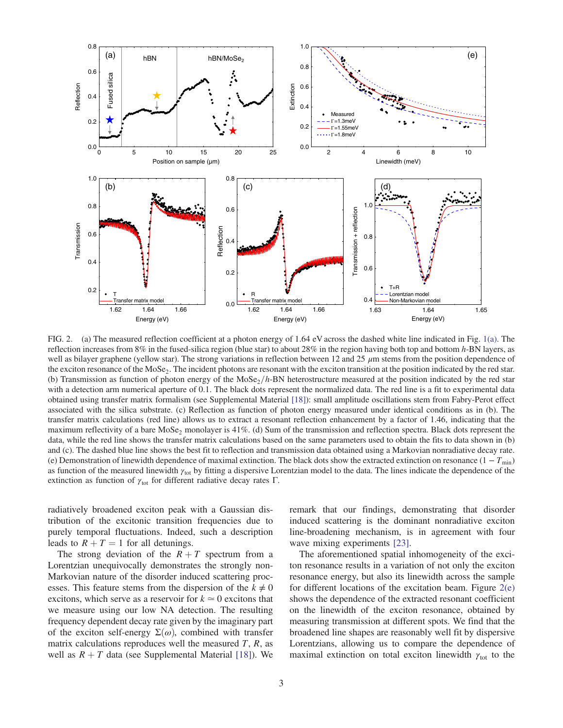FIG. 2. (a) The measured reflection coefficient at a photon energy of 1.64 eV across the dashed white line indicated in Fig. 1(a). The reflection increases from 8% in the fused-silica region (blue star) to about 28% in the region having both top and bottom *h*-BN layers, as well as bilayer graphene (yellow star). The strong variations in reflection between 12 and 25 $\mu$m stems from the position dependence of the exciton resonance of the $MoSe_2$. The incident photons are resonant with the exciton transition at the position indicated by the red star. (b) Transmission as function of photon energy of the $MoSe_2/h$-BN heterostructure measured at the position indicated by the red star with a detection arm numerical aperture of 0.1. The black dots represent the normalized data. The red line is a fit to experimental data obtained using transfer matrix formalism (see Supplemental Material [18]): small amplitude oscillations stem from Fabry-Perot effect associated with the silica substrate. (c) Reflection as function of photon energy measured under identical conditions as in (b). The transfer matrix calculations (red line) allows us to extract a resonant reflection enhancement by a factor of 1.46, indicating that the maximum reflectivity of a bare $MoSe_2$ monolayer is 41%. (d) Sum of the transmission and reflection spectra. Black dots represent the data, while the red line shows the transfer matrix calculations based on the same parameters used to obtain the fits to data shown in (b) and (c). The dashed blue line shows the best fit to reflection and transmission data obtained using a Markovian nonradiative decay rate. (e) Demonstration of linewidth dependence of maximal extinction. The black dots show the extracted extinction on resonance ($1 - T_{\min}$) as function of the measured linewidth $\gamma_{\text{tot}}$ by fitting a dispersive Lorentzian model to the data. The lines indicate the dependence of the extinction as function of $\gamma_{\text{tot}}$ for different radiative decay rates $\Gamma$.

radiatively broadened exciton peak with a Gaussian distribution of the excitonic transition frequencies due to purely temporal fluctuations. Indeed, such a description leads to $R + T = 1$ for all detunings.

The strong deviation of the $R + T$ spectrum from a Lorentzian unequivocally demonstrates the strongly non-Markovian nature of the disorder induced scattering processes. This feature stems from the dispersion of the $k \neq 0$ excitons, which serve as a reservoir for $k \simeq 0$ excitons that we measure using our low NA detection. The resulting frequency dependent decay rate given by the imaginary part of the exciton self-energy $\Sigma(\omega)$, combined with transfer matrix calculations reproduces well the measured $T$, $R$, as well as $R + T$ data (see Supplemental Material [18]). We remark that our findings, demonstrating that disorder induced scattering is the dominant nonradiative exciton line-broadening mechanism, is in agreement with four wave mixing experiments [23].

The aforementioned spatial inhomogeneity of the exciton resonance results in a variation of not only the exciton resonance energy, but also its linewidth across the sample for different locations of the excitation beam. Figure 2(e) shows the dependence of the extracted resonant coefficient on the linewidth of the exciton resonance, obtained by measuring transmission at different spots. We find that the broadened line shapes are reasonably well fit by dispersive Lorentzians, allowing us to compare the dependence of maximal extinction on total exciton linewidth $\gamma_{\text{tot}}$ to the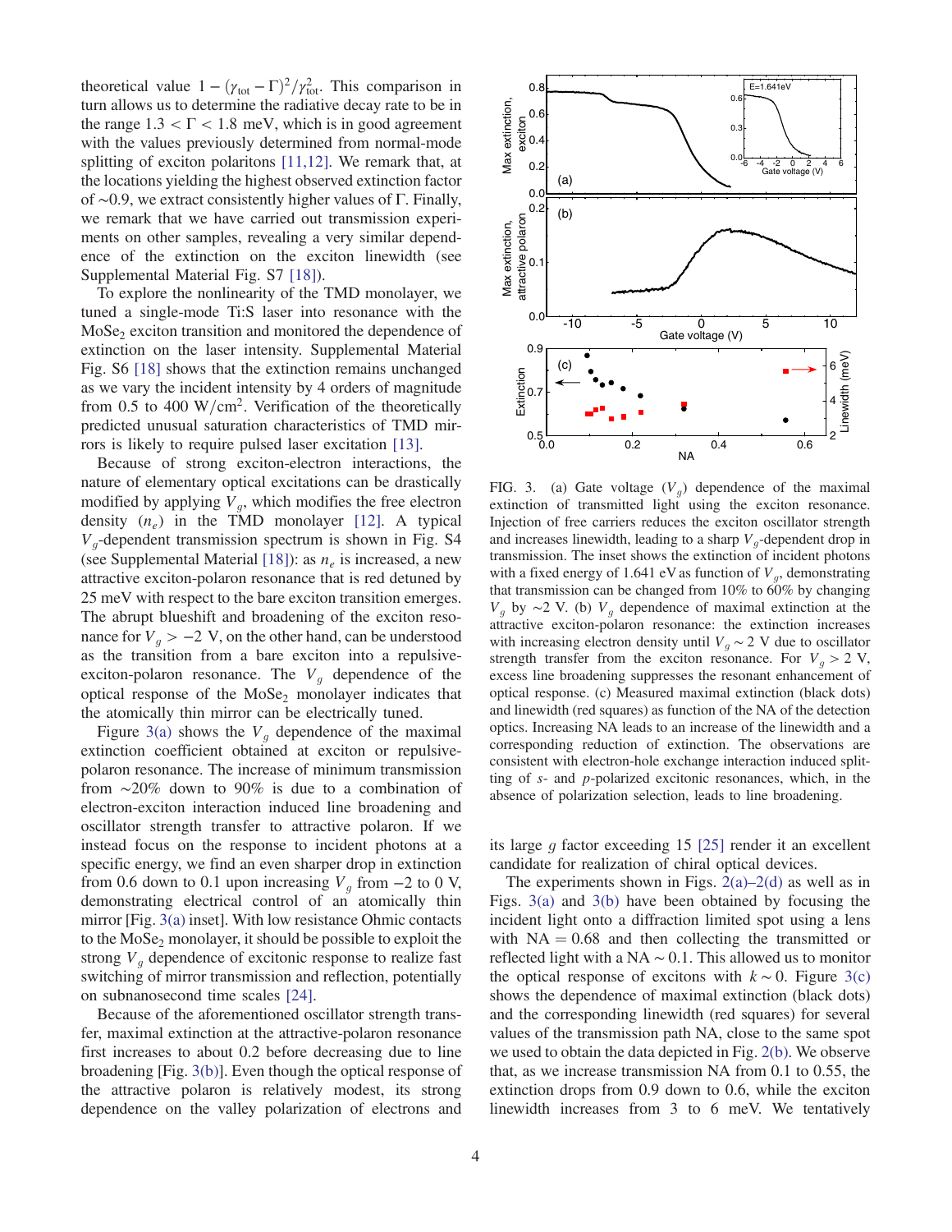theoretical value $1-(\gamma_{\text{tot}}-\Gamma)^2/\gamma_{\text{tot}}^2$. This comparison in turn allows us to determine the radiative decay rate to be in the range $1.3 < \Gamma < 1.8$ meV, which is in good agreement with the values previously determined from normal-mode splitting of exciton polaritons [11,12]. We remark that, at the locations yielding the highest observed extinction factor of ~0.9, we extract consistently higher values of $\Gamma$. Finally, we remark that we have carried out transmission experiments on other samples, revealing a very similar dependence of the extinction on the exciton linewidth (see Supplemental Material Fig. S7 [18]).

To explore the nonlinearity of the TMD monolayer, we tuned a single-mode Ti:S laser into resonance with the $MoSe_2$ exciton transition and monitored the dependence of extinction on the laser intensity. Supplemental Material Fig. S6 [18] shows that the extinction remains unchanged as we vary the incident intensity by 4 orders of magnitude from 0.5 to 400 W/cm$^2$. Verification of the theoretically predicted unusual saturation characteristics of TMD mirrors is likely to require pulsed laser excitation [13].

Because of strong exciton-electron interactions, the nature of elementary optical excitations can be drastically modified by applying $V_g$, which modifies the free electron density ($n_e$) in the TMD monolayer [12]. A typical $V_g$-dependent transmission spectrum is shown in Fig. S4 (see Supplemental Material [18]): as $n_e$ is increased, a new attractive exciton-polaron resonance that is red detuned by 25 meV with respect to the bare exciton transition emerges. The abrupt blueshift and broadening of the exciton resonance for $V_g > -2$ V, on the other hand, can be understood as the transition from a bare exciton into a repulsive-exciton-polaron resonance. The $V_g$ dependence of the optical response of the $MoSe_2$ monolayer indicates that the atomically thin mirror can be electrically tuned.

Figure 3(a) shows the $V_g$ dependence of the maximal extinction coefficient obtained at exciton or repulsive-polaron resonance. The increase of minimum transmission from ~20% down to 90% is due to a combination of electron-exciton interaction induced line broadening and oscillator strength transfer to attractive polaron. If we instead focus on the response to incident photons at a specific energy, we find an even sharper drop in extinction from 0.6 down to 0.1 upon increasing $V_g$ from −2 to 0 V, demonstrating electrical control of an atomically thin mirror [Fig. 3(a) inset]. With low resistance Ohmic contacts to the $MoSe_2$ monolayer, it should be possible to exploit the strong $V_g$ dependence of excitonic response to realize fast switching of mirror transmission and reflection, potentially on subnanosecond time scales [24].

Because of the aforementioned oscillator strength transfer, maximal extinction at the attractive-polaron resonance first increases to about 0.2 before decreasing due to line broadening [Fig. 3(b)]. Even though the optical response of the attractive polaron is relatively modest, its strong dependence on the valley polarization of electrons and its large $g$ factor exceeding 15 [25] render it an excellent candidate for realization of chiral optical devices.

FIG. 3. (a) Gate voltage ($V_g$) dependence of the maximal extinction of transmitted light using the exciton resonance. Injection of free carriers reduces the exciton oscillator strength and increases linewidth, leading to a sharp $V_g$-dependent drop in transmission. The inset shows the extinction of incident photons with a fixed energy of 1.641 eV as function of $V_g$, demonstrating that transmission can be changed from 10% to 60% by changing $V_g$ by ~2 V. (b) $V_g$ dependence of maximal extinction at the attractive exciton-polaron resonance: the extinction increases with increasing electron density until $V_g \sim 2$ V due to oscillator strength transfer from the exciton resonance. For $V_g > 2$ V, excess line broadening suppresses the resonant enhancement of optical response. (c) Measured maximal extinction (black dots) and linewidth (red squares) as function of the NA of the detection optics. Increasing NA leads to an increase of the linewidth and a corresponding reduction of extinction. The observations are consistent with electron-hole exchange interaction induced splitting of $s$- and $p$-polarized excitonic resonances, which, in the absence of polarization selection, leads to line broadening.

The experiments shown in Figs. 2(a)–2(d) as well as in Figs. 3(a) and 3(b) have been obtained by focusing the incident light onto a diffraction limited spot using a lens with NA = 0.68 and then collecting the transmitted or reflected light with a NA ~ 0.1. This allowed us to monitor the optical response of excitons with $k \sim 0$. Figure 3(c) shows the dependence of maximal extinction (black dots) and the corresponding linewidth (red squares) for several values of the transmission path NA, close to the same spot we used to obtain the data depicted in Fig. 2(b). We observe that, as we increase transmission NA from 0.1 to 0.55, the extinction drops from 0.9 down to 0.6, while the exciton linewidth increases from 3 to 6 meV. We tentatively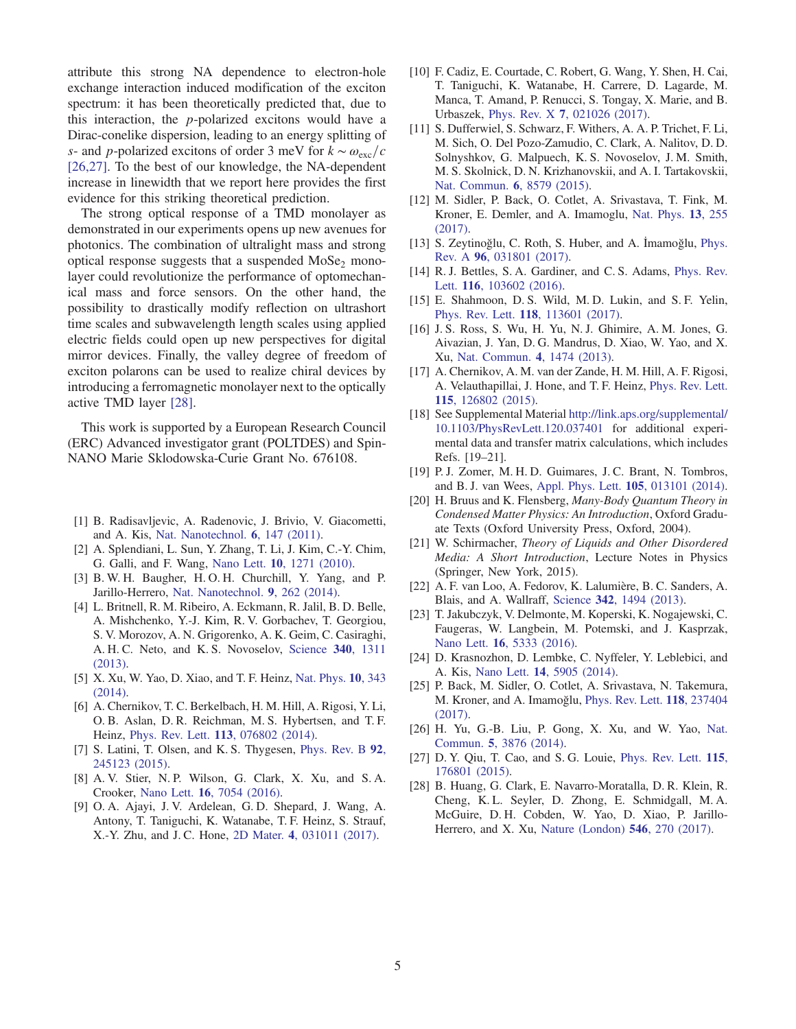attribute this strong NA dependence to electron-hole exchange interaction induced modification of the exciton spectrum: it has been theoretically predicted that, due to this interaction, the $p$-polarized excitons would have a Dirac-conelike dispersion, leading to an energy splitting of $s$- and $p$-polarized excitons of order 3 meV for $k \sim \omega_{\mathrm{exc}}/c$ [26,27]. To the best of our knowledge, the NA-dependent increase in linewidth that we report here provides the first evidence for this striking theoretical prediction.

The strong optical response of a TMD monolayer as demonstrated in our experiments opens up new avenues for photonics. The combination of ultralight mass and strong optical response suggests that a suspended $MoSe_2$ monolayer could revolutionize the performance of optomechanical mass and force sensors. On the other hand, the possibility to drastically modify reflection on ultrashort time scales and subwavelength length scales using applied electric fields could open up new perspectives for digital mirror devices. Finally, the valley degree of freedom of exciton polarons can be used to realize chiral devices by introducing a ferromagnetic monolayer next to the optically active TMD layer [28].

This work is supported by a European Research Council (ERC) Advanced investigator grant (POLTDES) and Spin-NANO Marie Sklodowska-Curie Grant No. 676108.

[1] B. Radisavljevic, A. Radenovic, J. Brivio, V. Giacometti, and A. Kis, Nat. Nanotechnol. **6**, 147 (2011).

[2] A. Splendiani, L. Sun, Y. Zhang, T. Li, J. Kim, C.-Y. Chim, G. Galli, and F. Wang, Nano Lett. **10**, 1271 (2010).

[3] B. W. H. Baugher, H. O. H. Churchill, Y. Yang, and P. Jarillo-Herrero, Nat. Nanotechnol. **9**, 262 (2014).

[4] L. Britnell, R. M. Ribeiro, A. Eckmann, R. Jalil, B. D. Belle, A. Mishchenko, Y.-J. Kim, R. V. Gorbachev, T. Georgiou, S. V. Morozov, A. N. Grigorenko, A. K. Geim, C. Casiraghi, A. H. C. Neto, and K. S. Novoselov, Science **340**, 1311 (2013).

[5] X. Xu, W. Yao, D. Xiao, and T. F. Heinz, Nat. Phys. **10**, 343 (2014).

[6] A. Chernikov, T. C. Berkelbach, H. M. Hill, A. Rigosi, Y. Li, O. B. Aslan, D. R. Reichman, M. S. Hybertsen, and T. F. Heinz, Phys. Rev. Lett. **113**, 076802 (2014).

[7] S. Latini, T. Olsen, and K. S. Thygesen, Phys. Rev. B **92**, 245123 (2015).

[8] A. V. Stier, N. P. Wilson, G. Clark, X. Xu, and S. A. Crooker, Nano Lett. **16**, 7054 (2016).

[9] O. A. Ajayi, J. V. Ardelean, G. D. Shepard, J. Wang, A. Antony, T. Taniguchi, K. Watanabe, T. F. Heinz, S. Strauf, X.-Y. Zhu, and J. C. Hone, 2D Mater. **4**, 031011 (2017).

[10] F. Cadiz, E. Courtade, C. Robert, G. Wang, Y. Shen, H. Cai, T. Taniguchi, K. Watanabe, H. Carrere, D. Lagarde, M. Manca, T. Amand, P. Renucci, S. Tongay, X. Marie, and B. Urbaszek, Phys. Rev. X **7**, 021026 (2017).

[11] S. Dufferwiel, S. Schwarz, F. Withers, A. A. P. Trichet, F. Li, M. Sich, O. Del Pozo-Zamudio, C. Clark, A. Nalitov, D. D. Solnyshkov, G. Malpuech, K. S. Novoselov, J. M. Smith, M. S. Skolnick, D. N. Krizhanovskii, and A. I. Tartakovskii, Nat. Commun. **6**, 8579 (2015).

[12] M. Sidler, P. Back, O. Cotlet, A. Srivastava, T. Fink, M. Kroner, E. Demler, and A. Imamoglu, Nat. Phys. **13**, 255 (2017).

[13] S. Zeytinoğlu, C. Roth, S. Huber, and A. İmamoğlu, Phys. Rev. A **96**, 031801 (2017).

[14] R. J. Bettles, S. A. Gardiner, and C. S. Adams, Phys. Rev. Lett. **116**, 103602 (2016).

[15] E. Shahmoon, D. S. Wild, M. D. Lukin, and S. F. Yelin, Phys. Rev. Lett. **118**, 113601 (2017).

[16] J. S. Ross, S. Wu, H. Yu, N. J. Ghimire, A. M. Jones, G. Aivazian, J. Yan, D. G. Mandrus, D. Xiao, W. Yao, and X. Xu, Nat. Commun. **4**, 1474 (2013).

[17] A. Chernikov, A. M. van der Zande, H. M. Hill, A. F. Rigosi, A. Velauthapillai, J. Hone, and T. F. Heinz, Phys. Rev. Lett. **115**, 126802 (2015).

[18] See Supplemental Material http://link.aps.org/supplemental/10.1103/PhysRevLett.120.037401 for additional experimental data and transfer matrix calculations, which includes Refs. [19–21].

[19] P. J. Zomer, M. H. D. Guimares, J. C. Brant, N. Tombros, and B. J. van Wees, Appl. Phys. Lett. **105**, 013101 (2014).

[20] H. Bruus and K. Flensberg, *Many-Body Quantum Theory in Condensed Matter Physics: An Introduction*, Oxford Graduate Texts (Oxford University Press, Oxford, 2004).

[21] W. Schirmacher, *Theory of Liquids and Other Disordered Media: A Short Introduction*, Lecture Notes in Physics (Springer, New York, 2015).

[22] A. F. van Loo, A. Fedorov, K. Lalumière, B. C. Sanders, A. Blais, and A. Wallraff, Science **342**, 1494 (2013).

[23] T. Jakubczyk, V. Delmonte, M. Koperski, K. Nogajewski, C. Faugeras, W. Langbein, M. Potemski, and J. Kasprzak, Nano Lett. **16**, 5333 (2016).

[24] D. Krasnozhon, D. Lembke, C. Nyffeler, Y. Leblebici, and A. Kis, Nano Lett. **14**, 5905 (2014).

[25] P. Back, M. Sidler, O. Cotlet, A. Srivastava, N. Takemura, M. Kroner, and A. Imamoğlu, Phys. Rev. Lett. **118**, 237404 (2017).

[26] H. Yu, G.-B. Liu, P. Gong, X. Xu, and W. Yao, Nat. Commun. **5**, 3876 (2014).

[27] D. Y. Qiu, T. Cao, and S. G. Louie, Phys. Rev. Lett. **115**, 176801 (2015).

[28] B. Huang, G. Clark, E. Navarro-Moratalla, D. R. Klein, R. Cheng, K. L. Seyler, D. Zhong, E. Schmidgall, M. A. McGuire, D. H. Cobden, W. Yao, D. Xiao, P. Jarillo-Herrero, and X. Xu, Nature (London) **546**, 270 (2017).